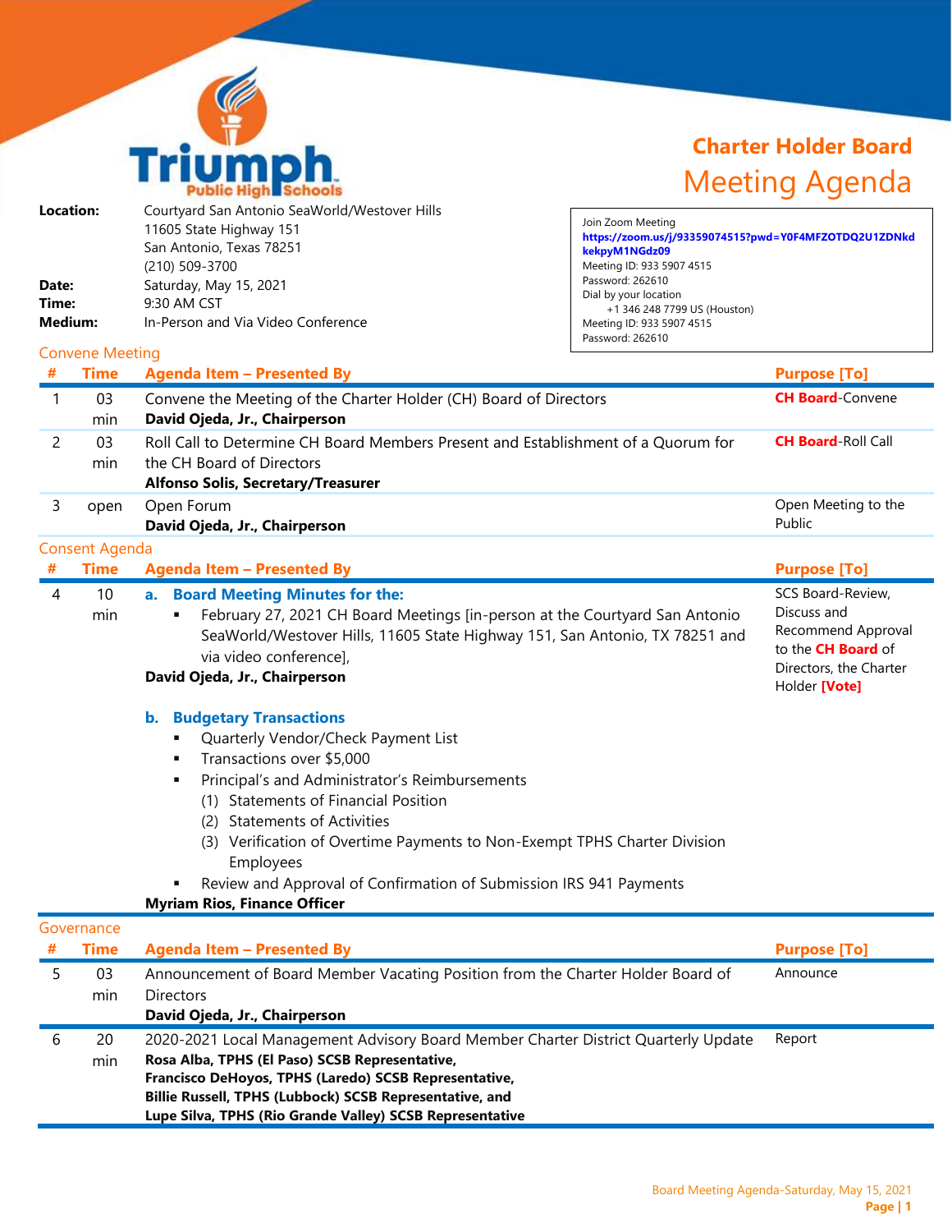# Charter Holder Board

## Meeting Agenda

**Location:** Courtyard San Antonio SeaWorld/Westover Hills
11605 State Highway 151
San Antonio, Texas 78251
(210) 509-3700

**Date:** Saturday, May 15, 2021

**Time:** 9:30 AM CST

**Medium:** In-Person and Via Video Conference

Join Zoom Meeting
**https://zoom.us/j/93359074515?pwd=Y0F4MFZOTDQ2U1ZDNkdkekpyM1NGdz09**
Meeting ID: 933 5907 4515
Password: 262610
Dial by your location
+1 346 248 7799 US (Houston)
Meeting ID: 933 5907 4515
Password: 262610

### Convene Meeting

| # | Time | Agenda Item – Presented By | Purpose [To] |
|---|---|---|---|
| 1 | 03 min | Convene the Meeting of the Charter Holder (CH) Board of Directors<br>**David Ojeda, Jr., Chairperson** | **CH Board**-Convene |
| 2 | 03 min | Roll Call to Determine CH Board Members Present and Establishment of a Quorum for the CH Board of Directors<br>**Alfonso Solis, Secretary/Treasurer** | **CH Board**-Roll Call |
| 3 | open | Open Forum<br>**David Ojeda, Jr., Chairperson** | Open Meeting to the Public |

### Consent Agenda

| # | Time | Agenda Item – Presented By | Purpose [To] |
|---|---|---|---|
| 4 | 10 min | **a. Board Meeting Minutes for the:**<br>▪ February 27, 2021 CH Board Meetings [in-person at the Courtyard San Antonio SeaWorld/Westover Hills, 11605 State Highway 151, San Antonio, TX 78251 and via video conference],<br>**David Ojeda, Jr., Chairperson**<br><br>**b. Budgetary Transactions**<br>▪ Quarterly Vendor/Check Payment List<br>▪ Transactions over $5,000<br>▪ Principal's and Administrator's Reimbursements<br>(1) Statements of Financial Position<br>(2) Statements of Activities<br>(3) Verification of Overtime Payments to Non-Exempt TPHS Charter Division Employees<br>▪ Review and Approval of Confirmation of Submission IRS 941 Payments<br>**Myriam Rios, Finance Officer** | SCS Board-Review, Discuss and Recommend Approval to the **CH Board** of Directors, the Charter Holder **[Vote]** |

### Governance

| # | Time | Agenda Item – Presented By | Purpose [To] |
|---|---|---|---|
| 5 | 03 min | Announcement of Board Member Vacating Position from the Charter Holder Board of Directors<br>**David Ojeda, Jr., Chairperson** | Announce |
| 6 | 20 min | 2020-2021 Local Management Advisory Board Member Charter District Quarterly Update<br>**Rosa Alba, TPHS (El Paso) SCSB Representative,**<br>**Francisco DeHoyos, TPHS (Laredo) SCSB Representative,**<br>**Billie Russell, TPHS (Lubbock) SCSB Representative, and**<br>**Lupe Silva, TPHS (Rio Grande Valley) SCSB Representative** | Report |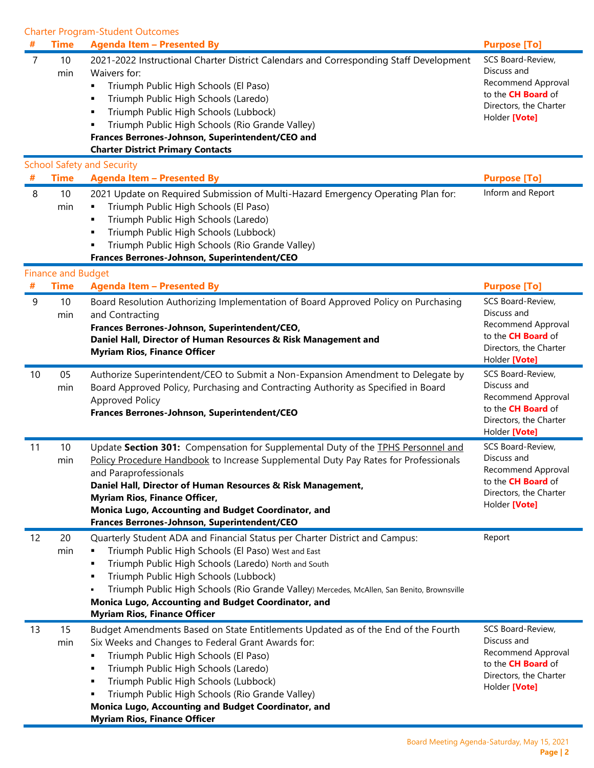## Charter Program-Student Outcomes

| # | Time | Agenda Item – Presented By | Purpose [To] |
|---|---|---|---|
| 7 | 10 min | 2021-2022 Instructional Charter District Calendars and Corresponding Staff Development Waivers for:<br>▪ Triumph Public High Schools (El Paso)<br>▪ Triumph Public High Schools (Laredo)<br>▪ Triumph Public High Schools (Lubbock)<br>▪ Triumph Public High Schools (Rio Grande Valley)<br>**Frances Berrones-Johnson, Superintendent/CEO and Charter District Primary Contacts** | SCS Board-Review, Discuss and Recommend Approval to the **CH Board** of Directors, the Charter Holder **[Vote]** |

## School Safety and Security

| # | Time | Agenda Item – Presented By | Purpose [To] |
|---|---|---|---|
| 8 | 10 min | 2021 Update on Required Submission of Multi-Hazard Emergency Operating Plan for:<br>▪ Triumph Public High Schools (El Paso)<br>▪ Triumph Public High Schools (Laredo)<br>▪ Triumph Public High Schools (Lubbock)<br>▪ Triumph Public High Schools (Rio Grande Valley)<br>**Frances Berrones-Johnson, Superintendent/CEO** | Inform and Report |

## Finance and Budget

| # | Time | Agenda Item – Presented By | Purpose [To] |
|---|---|---|---|
| 9 | 10 min | Board Resolution Authorizing Implementation of Board Approved Policy on Purchasing and Contracting<br>**Frances Berrones-Johnson, Superintendent/CEO,**<br>**Daniel Hall, Director of Human Resources & Risk Management and**<br>**Myriam Rios, Finance Officer** | SCS Board-Review, Discuss and Recommend Approval to the **CH Board** of Directors, the Charter Holder **[Vote]** |
| 10 | 05 min | Authorize Superintendent/CEO to Submit a Non-Expansion Amendment to Delegate by Board Approved Policy, Purchasing and Contracting Authority as Specified in Board Approved Policy<br>**Frances Berrones-Johnson, Superintendent/CEO** | SCS Board-Review, Discuss and Recommend Approval to the **CH Board** of Directors, the Charter Holder **[Vote]** |
| 11 | 10 min | Update **Section 301:** Compensation for Supplemental Duty of the TPHS Personnel and Policy Procedure Handbook to Increase Supplemental Duty Pay Rates for Professionals and Paraprofessionals<br>**Daniel Hall, Director of Human Resources & Risk Management,**<br>**Myriam Rios, Finance Officer,**<br>**Monica Lugo, Accounting and Budget Coordinator, and**<br>**Frances Berrones-Johnson, Superintendent/CEO** | SCS Board-Review, Discuss and Recommend Approval to the **CH Board** of Directors, the Charter Holder **[Vote]** |
| 12 | 20 min | Quarterly Student ADA and Financial Status per Charter District and Campus:<br>▪ Triumph Public High Schools (El Paso) West and East<br>▪ Triumph Public High Schools (Laredo) North and South<br>▪ Triumph Public High Schools (Lubbock)<br>▪ Triumph Public High Schools (Rio Grande Valley) Mercedes, McAllen, San Benito, Brownsville<br>**Monica Lugo, Accounting and Budget Coordinator, and**<br>**Myriam Rios, Finance Officer** | Report |
| 13 | 15 min | Budget Amendments Based on State Entitlements Updated as of the End of the Fourth Six Weeks and Changes to Federal Grant Awards for:<br>▪ Triumph Public High Schools (El Paso)<br>▪ Triumph Public High Schools (Laredo)<br>▪ Triumph Public High Schools (Lubbock)<br>▪ Triumph Public High Schools (Rio Grande Valley)<br>**Monica Lugo, Accounting and Budget Coordinator, and**<br>**Myriam Rios, Finance Officer** | SCS Board-Review, Discuss and Recommend Approval to the **CH Board** of Directors, the Charter Holder **[Vote]** |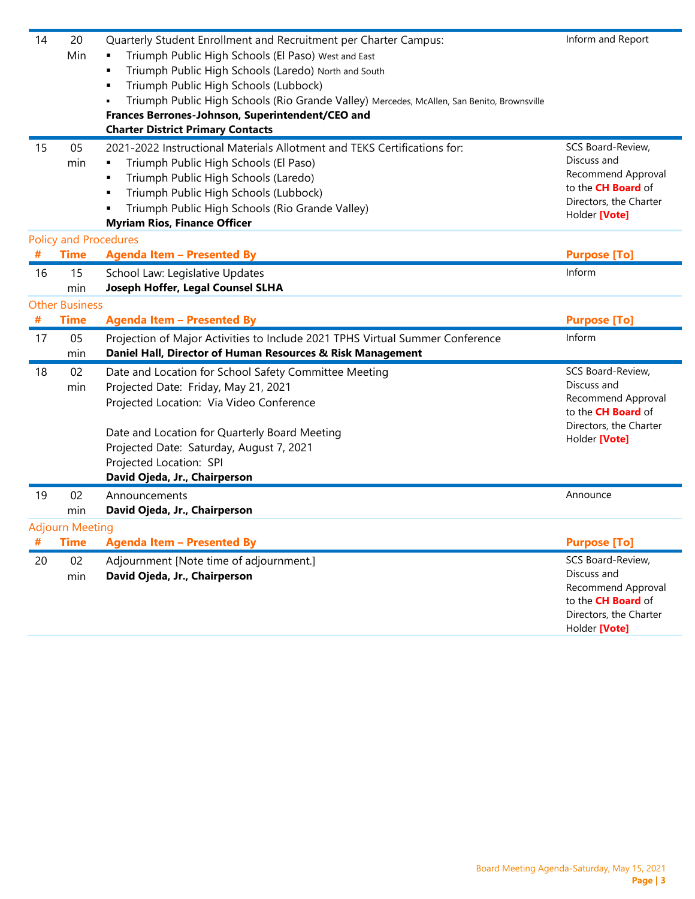| # | Time | Agenda Item – Presented By | Purpose [To] |
|---|---|---|---|
| 14 | 20 Min | Quarterly Student Enrollment and Recruitment per Charter Campus:<br>▪ Triumph Public High Schools (El Paso) West and East<br>▪ Triumph Public High Schools (Laredo) North and South<br>▪ Triumph Public High Schools (Lubbock)<br>▪ Triumph Public High Schools (Rio Grande Valley) Mercedes, McAllen, San Benito, Brownsville<br>**Frances Berrones-Johnson, Superintendent/CEO and Charter District Primary Contacts** | Inform and Report |
| 15 | 05 min | 2021-2022 Instructional Materials Allotment and TEKS Certifications for:<br>▪ Triumph Public High Schools (El Paso)<br>▪ Triumph Public High Schools (Laredo)<br>▪ Triumph Public High Schools (Lubbock)<br>▪ Triumph Public High Schools (Rio Grande Valley)<br>**Myriam Rios, Finance Officer** | SCS Board-Review, Discuss and Recommend Approval to the **CH Board** of Directors, the Charter Holder **[Vote]** |

Policy and Procedures

| # | Time | Agenda Item – Presented By | Purpose [To] |
|---|---|---|---|
| 16 | 15 min | School Law: Legislative Updates<br>**Joseph Hoffer, Legal Counsel SLHA** | Inform |

Other Business

| # | Time | Agenda Item – Presented By | Purpose [To] |
|---|---|---|---|
| 17 | 05 min | Projection of Major Activities to Include 2021 TPHS Virtual Summer Conference<br>**Daniel Hall, Director of Human Resources & Risk Management** | Inform |
| 18 | 02 min | Date and Location for School Safety Committee Meeting<br>Projected Date: Friday, May 21, 2021<br>Projected Location: Via Video Conference<br><br>Date and Location for Quarterly Board Meeting<br>Projected Date: Saturday, August 7, 2021<br>Projected Location: SPI<br>**David Ojeda, Jr., Chairperson** | SCS Board-Review, Discuss and Recommend Approval to the **CH Board** of Directors, the Charter Holder **[Vote]** |
| 19 | 02 min | Announcements<br>**David Ojeda, Jr., Chairperson** | Announce |

Adjourn Meeting

| # | Time | Agenda Item – Presented By | Purpose [To] |
|---|---|---|---|
| 20 | 02 min | Adjournment [Note time of adjournment.]<br>**David Ojeda, Jr., Chairperson** | SCS Board-Review, Discuss and Recommend Approval to the **CH Board** of Directors, the Charter Holder **[Vote]** |